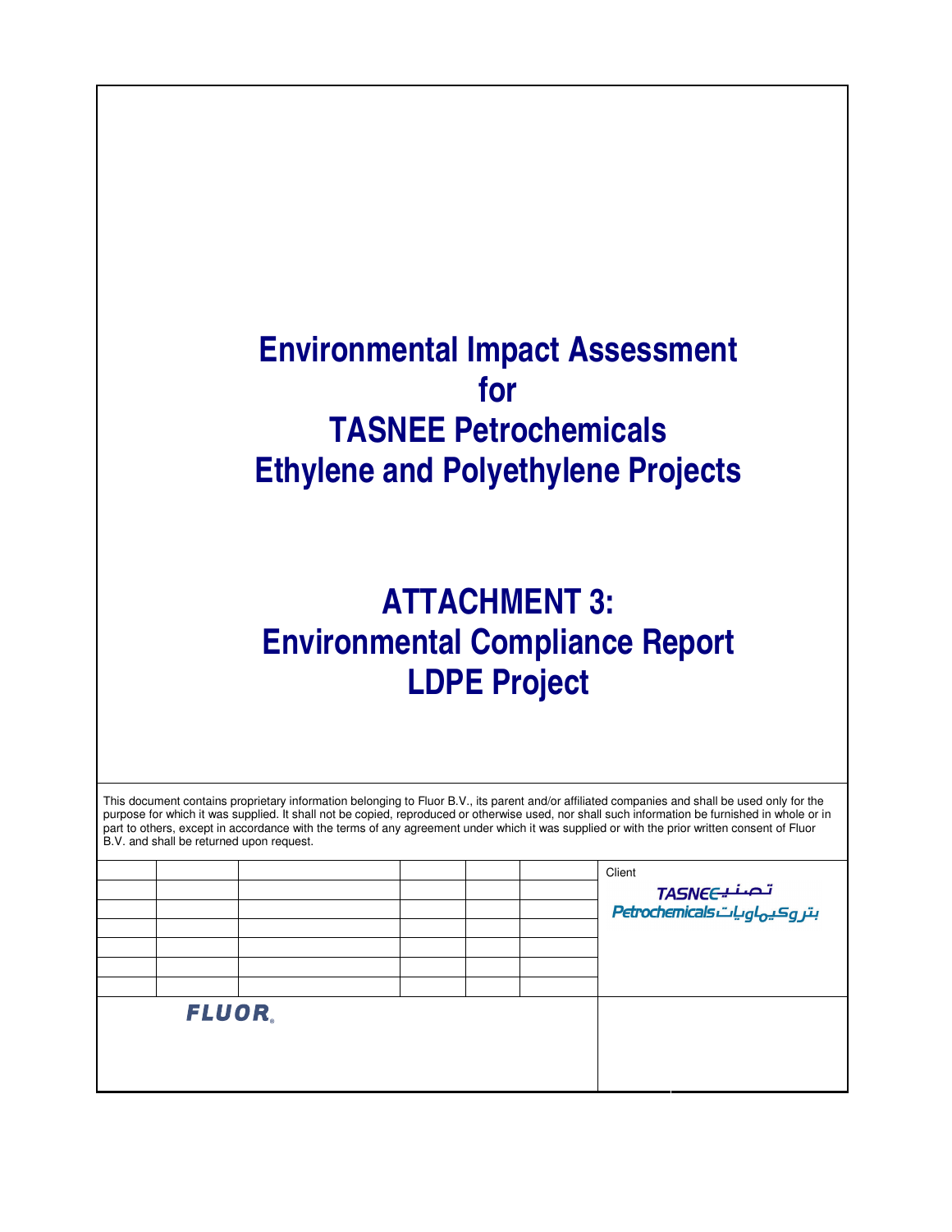# Environmental Impact Assessment for TASNEE Petrochemicals Ethylene and Polyethylene Projects

# ATTACHMENT 3: Environmental Compliance Report LDPE Project

This document contains proprietary information belonging to Fluor B.V., its parent and/or affiliated companies and shall be used only for the purpose for which it was supplied. It shall not be copied, reproduced or otherwise used, nor shall such information be furnished in whole or in part to others, except in accordance with the terms of any agreement under which it was supplied or with the prior written consent of Fluor B.V. and shall be returned upon request.

Client

TASNEE تصنيع
Petrochemicals بتروكيماويات

FLUOR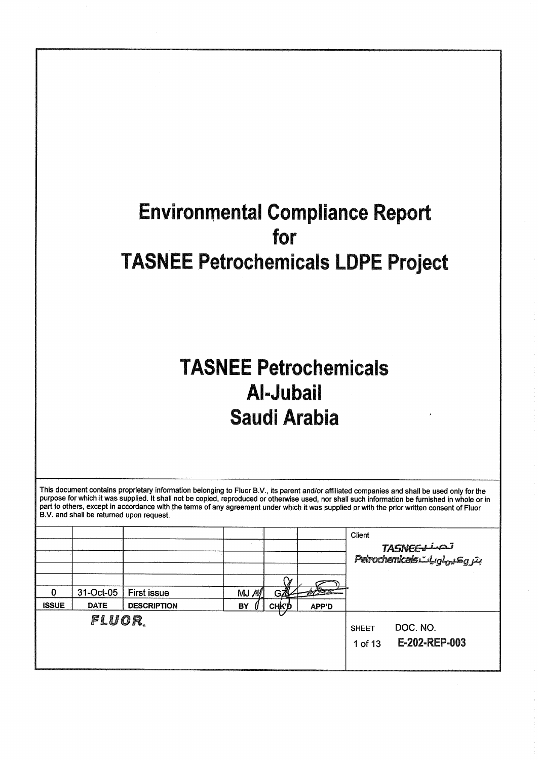# Environmental Compliance Report for TASNEE Petrochemicals LDPE Project

# TASNEE Petrochemicals Al-Jubail Saudi Arabia

This document contains proprietary information belonging to Fluor B.V., its parent and/or affiliated companies and shall be used only for the purpose for which it was supplied. It shall not be copied, reproduced or otherwise used, nor shall such information be furnished in whole or in part to others, except in accordance with the terms of any agreement under which it was supplied or with the prior written consent of Fluor B.V. and shall be returned upon request.

| ISSUE | DATE | DESCRIPTION | BY | CHK'D | APP'D |
|---|---|---|---|---|---|
| 0 | 31-Oct-05 | First issue | MJ | G | |

Client: TASNEE Petrochemicals تصنيع بتروكيماويات

FLUOR.

SHEET: 1 of 13

DOC. NO. E-202-REP-003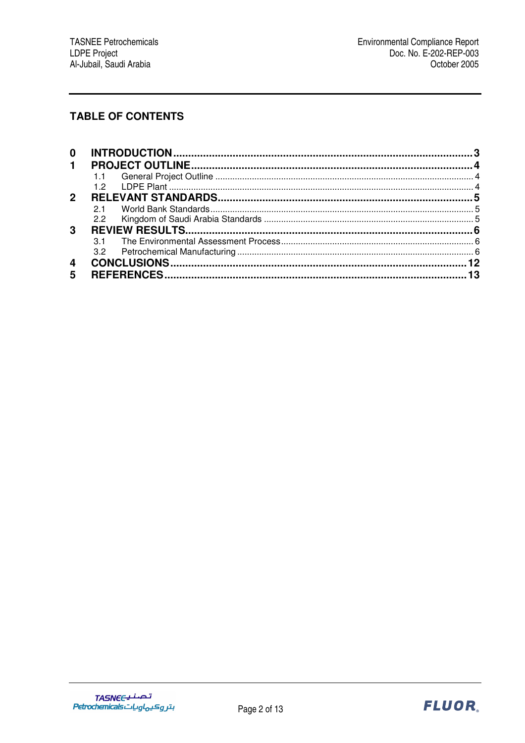## TABLE OF CONTENTS

| | | |
|---|---|---|
| **0** | **INTRODUCTION** | **3** |
| **1** | **PROJECT OUTLINE** | **4** |
| | 1.1 General Project Outline | 4 |
| | 1.2 LDPE Plant | 4 |
| **2** | **RELEVANT STANDARDS** | **5** |
| | 2.1 World Bank Standards | 5 |
| | 2.2 Kingdom of Saudi Arabia Standards | 5 |
| **3** | **REVIEW RESULTS** | **6** |
| | 3.1 The Environmental Assessment Process | 6 |
| | 3.2 Petrochemical Manufacturing | 6 |
| **4** | **CONCLUSIONS** | **12** |
| **5** | **REFERENCES** | **13** |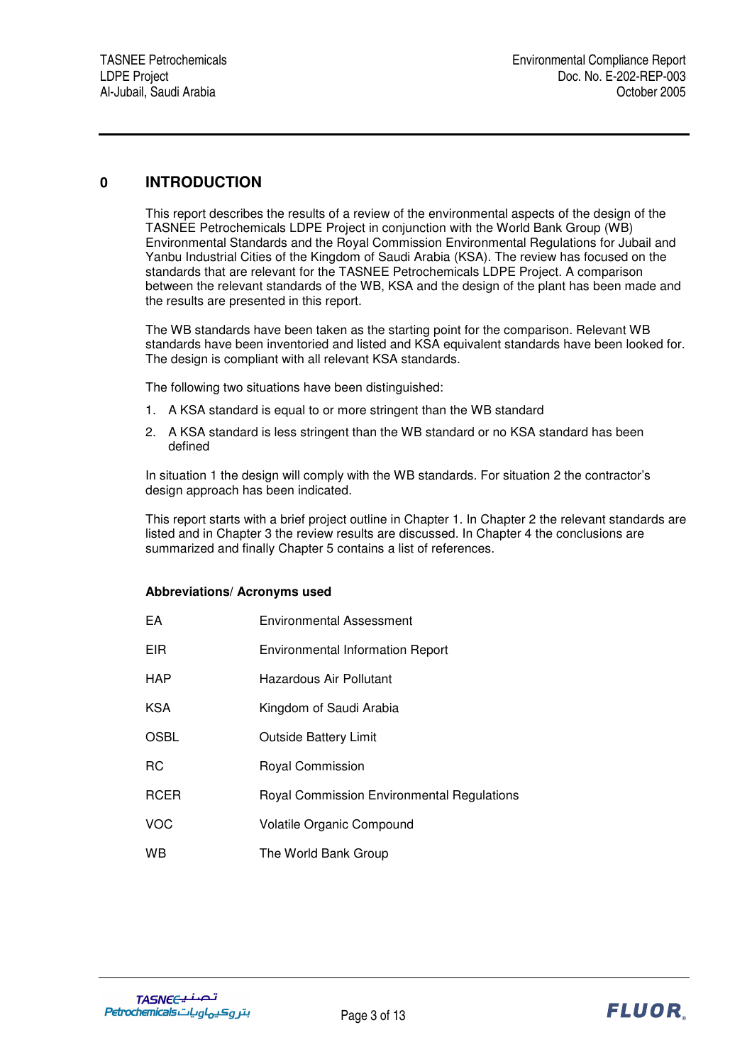# 0 INTRODUCTION

This report describes the results of a review of the environmental aspects of the design of the TASNEE Petrochemicals LDPE Project in conjunction with the World Bank Group (WB) Environmental Standards and the Royal Commission Environmental Regulations for Jubail and Yanbu Industrial Cities of the Kingdom of Saudi Arabia (KSA). The review has focused on the standards that are relevant for the TASNEE Petrochemicals LDPE Project. A comparison between the relevant standards of the WB, KSA and the design of the plant has been made and the results are presented in this report.

The WB standards have been taken as the starting point for the comparison. Relevant WB standards have been inventoried and listed and KSA equivalent standards have been looked for. The design is compliant with all relevant KSA standards.

The following two situations have been distinguished:

1. A KSA standard is equal to or more stringent than the WB standard
2. A KSA standard is less stringent than the WB standard or no KSA standard has been defined

In situation 1 the design will comply with the WB standards. For situation 2 the contractor's design approach has been indicated.

This report starts with a brief project outline in Chapter 1. In Chapter 2 the relevant standards are listed and in Chapter 3 the review results are discussed. In Chapter 4 the conclusions are summarized and finally Chapter 5 contains a list of references.

**Abbreviations/ Acronyms used**

| | |
|---|---|
| EA | Environmental Assessment |
| EIR | Environmental Information Report |
| HAP | Hazardous Air Pollutant |
| KSA | Kingdom of Saudi Arabia |
| OSBL | Outside Battery Limit |
| RC | Royal Commission |
| RCER | Royal Commission Environmental Regulations |
| VOC | Volatile Organic Compound |
| WB | The World Bank Group |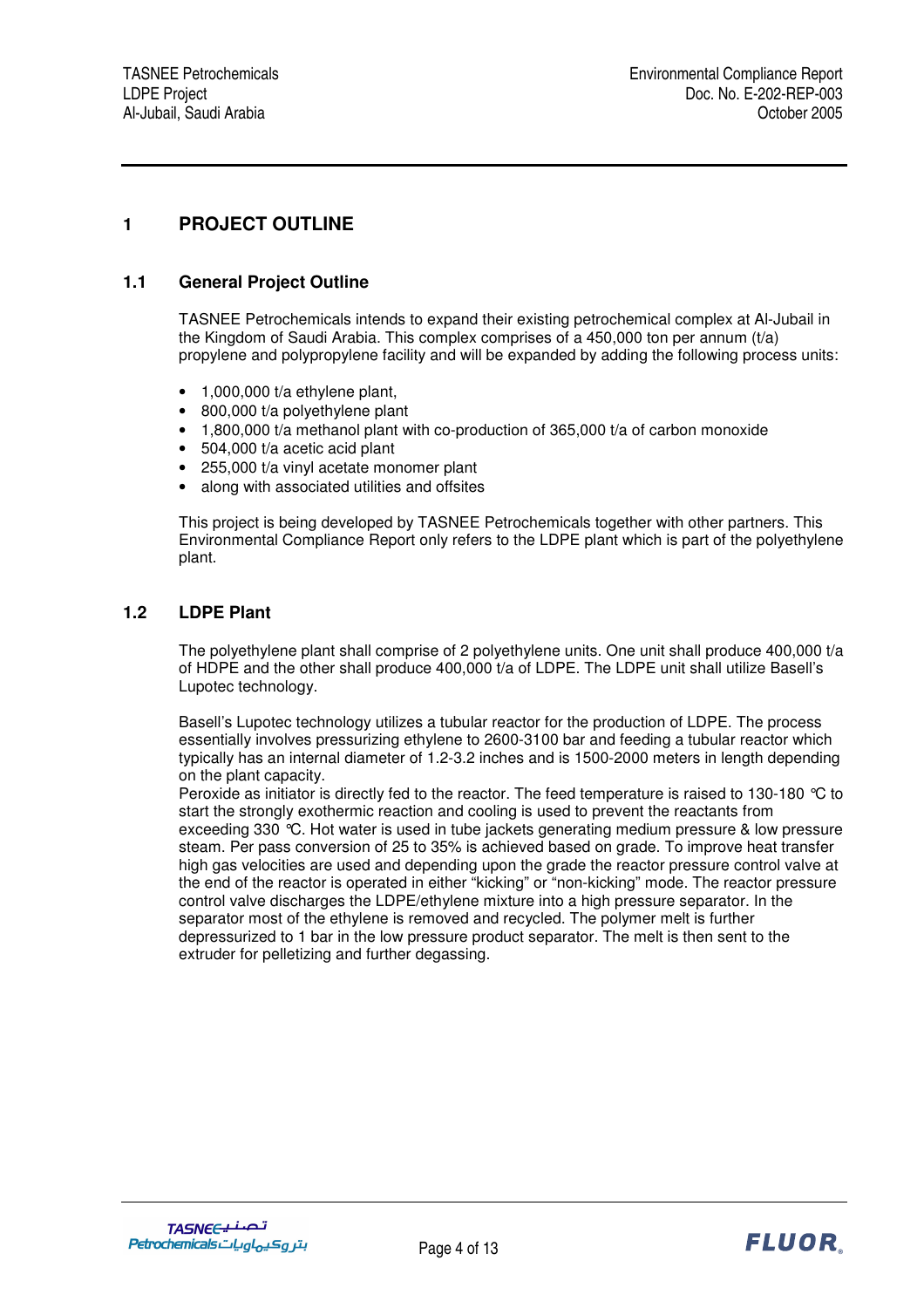# 1 PROJECT OUTLINE

## 1.1 General Project Outline

TASNEE Petrochemicals intends to expand their existing petrochemical complex at Al-Jubail in the Kingdom of Saudi Arabia. This complex comprises of a 450,000 ton per annum (t/a) propylene and polypropylene facility and will be expanded by adding the following process units:

- 1,000,000 t/a ethylene plant,
- 800,000 t/a polyethylene plant
- 1,800,000 t/a methanol plant with co-production of 365,000 t/a of carbon monoxide
- 504,000 t/a acetic acid plant
- 255,000 t/a vinyl acetate monomer plant
- along with associated utilities and offsites

This project is being developed by TASNEE Petrochemicals together with other partners. This Environmental Compliance Report only refers to the LDPE plant which is part of the polyethylene plant.

## 1.2 LDPE Plant

The polyethylene plant shall comprise of 2 polyethylene units. One unit shall produce 400,000 t/a of HDPE and the other shall produce 400,000 t/a of LDPE. The LDPE unit shall utilize Basell's Lupotec technology.

Basell's Lupotec technology utilizes a tubular reactor for the production of LDPE. The process essentially involves pressurizing ethylene to 2600-3100 bar and feeding a tubular reactor which typically has an internal diameter of 1.2-3.2 inches and is 1500-2000 meters in length depending on the plant capacity.
Peroxide as initiator is directly fed to the reactor. The feed temperature is raised to 130-180 °C to start the strongly exothermic reaction and cooling is used to prevent the reactants from exceeding 330 °C. Hot water is used in tube jackets generating medium pressure & low pressure steam. Per pass conversion of 25 to 35% is achieved based on grade. To improve heat transfer high gas velocities are used and depending upon the grade the reactor pressure control valve at the end of the reactor is operated in either "kicking" or "non-kicking" mode. The reactor pressure control valve discharges the LDPE/ethylene mixture into a high pressure separator. In the separator most of the ethylene is removed and recycled. The polymer melt is further depressurized to 1 bar in the low pressure product separator. The melt is then sent to the extruder for pelletizing and further degassing.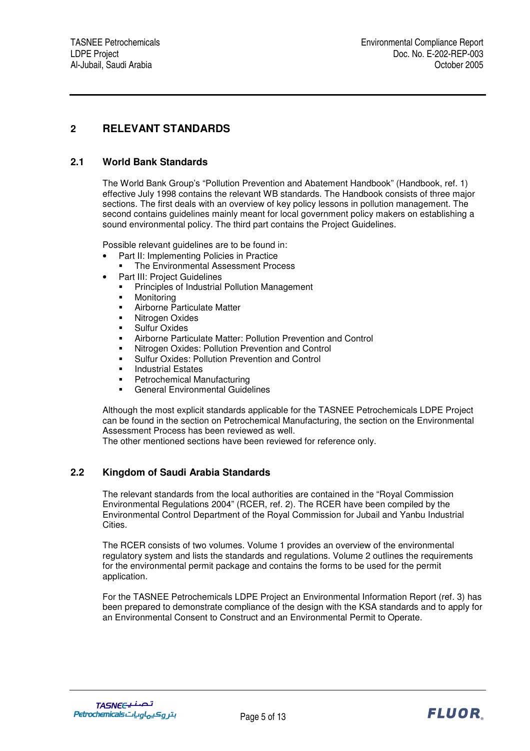## 2 RELEVANT STANDARDS

### 2.1 World Bank Standards

The World Bank Group's "Pollution Prevention and Abatement Handbook" (Handbook, ref. 1) effective July 1998 contains the relevant WB standards. The Handbook consists of three major sections. The first deals with an overview of key policy lessons in pollution management. The second contains guidelines mainly meant for local government policy makers on establishing a sound environmental policy. The third part contains the Project Guidelines.

Possible relevant guidelines are to be found in:

- Part II: Implementing Policies in Practice
  - The Environmental Assessment Process
- Part III: Project Guidelines
  - Principles of Industrial Pollution Management
  - Monitoring
  - Airborne Particulate Matter
  - Nitrogen Oxides
  - Sulfur Oxides
  - Airborne Particulate Matter: Pollution Prevention and Control
  - Nitrogen Oxides: Pollution Prevention and Control
  - Sulfur Oxides: Pollution Prevention and Control
  - Industrial Estates
  - Petrochemical Manufacturing
  - General Environmental Guidelines

Although the most explicit standards applicable for the TASNEE Petrochemicals LDPE Project can be found in the section on Petrochemical Manufacturing, the section on the Environmental Assessment Process has been reviewed as well.
The other mentioned sections have been reviewed for reference only.

### 2.2 Kingdom of Saudi Arabia Standards

The relevant standards from the local authorities are contained in the "Royal Commission Environmental Regulations 2004" (RCER, ref. 2). The RCER have been compiled by the Environmental Control Department of the Royal Commission for Jubail and Yanbu Industrial Cities.

The RCER consists of two volumes. Volume 1 provides an overview of the environmental regulatory system and lists the standards and regulations. Volume 2 outlines the requirements for the environmental permit package and contains the forms to be used for the permit application.

For the TASNEE Petrochemicals LDPE Project an Environmental Information Report (ref. 3) has been prepared to demonstrate compliance of the design with the KSA standards and to apply for an Environmental Consent to Construct and an Environmental Permit to Operate.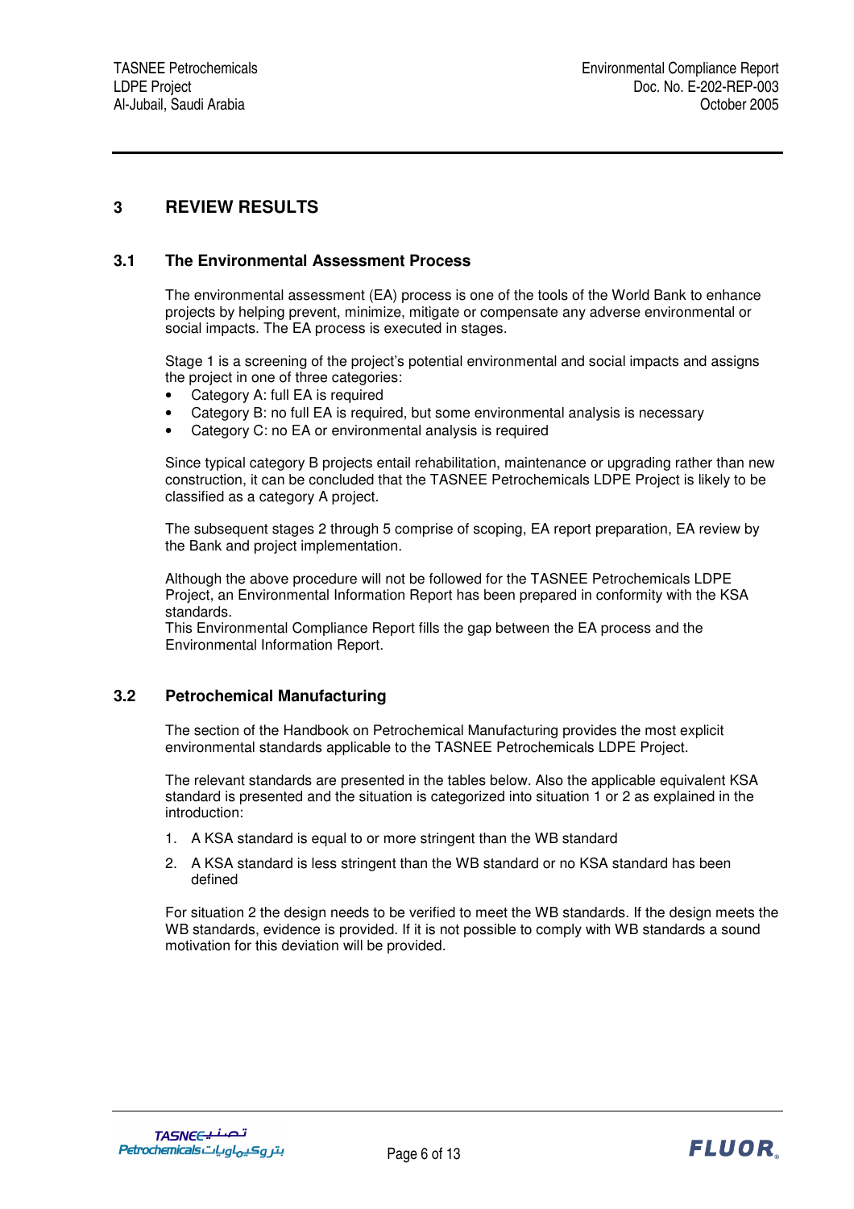# 3 REVIEW RESULTS

## 3.1 The Environmental Assessment Process

The environmental assessment (EA) process is one of the tools of the World Bank to enhance projects by helping prevent, minimize, mitigate or compensate any adverse environmental or social impacts. The EA process is executed in stages.

Stage 1 is a screening of the project's potential environmental and social impacts and assigns the project in one of three categories:

- Category A: full EA is required
- Category B: no full EA is required, but some environmental analysis is necessary
- Category C: no EA or environmental analysis is required

Since typical category B projects entail rehabilitation, maintenance or upgrading rather than new construction, it can be concluded that the TASNEE Petrochemicals LDPE Project is likely to be classified as a category A project.

The subsequent stages 2 through 5 comprise of scoping, EA report preparation, EA review by the Bank and project implementation.

Although the above procedure will not be followed for the TASNEE Petrochemicals LDPE Project, an Environmental Information Report has been prepared in conformity with the KSA standards.
This Environmental Compliance Report fills the gap between the EA process and the Environmental Information Report.

## 3.2 Petrochemical Manufacturing

The section of the Handbook on Petrochemical Manufacturing provides the most explicit environmental standards applicable to the TASNEE Petrochemicals LDPE Project.

The relevant standards are presented in the tables below. Also the applicable equivalent KSA standard is presented and the situation is categorized into situation 1 or 2 as explained in the introduction:

1. A KSA standard is equal to or more stringent than the WB standard
2. A KSA standard is less stringent than the WB standard or no KSA standard has been defined

For situation 2 the design needs to be verified to meet the WB standards. If the design meets the WB standards, evidence is provided. If it is not possible to comply with WB standards a sound motivation for this deviation will be provided.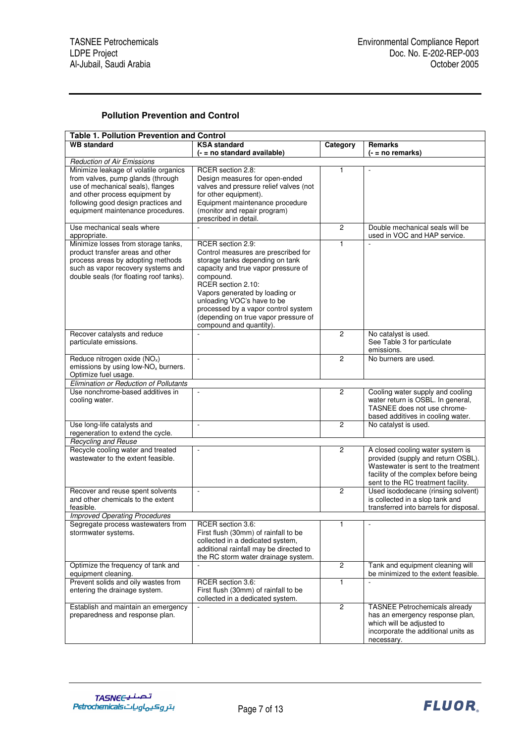### Pollution Prevention and Control

| **Table 1. Pollution Prevention and Control** | | | |
|---|---|---|---|
| **WB standard** | **KSA standard (- = no standard available)** | **Category** | **Remarks (- = no remarks)** |
| *Reduction of Air Emissions* | | | |
| Minimize leakage of volatile organics from valves, pump glands (through use of mechanical seals), flanges and other process equipment by following good design practices and equipment maintenance procedures. | RCER section 2.8: Design measures for open-ended valves and pressure relief valves (not for other equipment). Equipment maintenance procedure (monitor and repair program) prescribed in detail. | 1 | - |
| Use mechanical seals where appropriate. | - | 2 | Double mechanical seals will be used in VOC and HAP service. |
| Minimize losses from storage tanks, product transfer areas and other process areas by adopting methods such as vapor recovery systems and double seals (for floating roof tanks). | RCER section 2.9: Control measures are prescribed for storage tanks depending on tank capacity and true vapor pressure of compound. RCER section 2.10: Vapors generated by loading or unloading VOC's have to be processed by a vapor control system (depending on true vapor pressure of compound and quantity). | 1 | - |
| Recover catalysts and reduce particulate emissions. | - | 2 | No catalyst is used. See Table 3 for particulate emissions. |
| Reduce nitrogen oxide ($NO_x$) emissions by using low-$NO_x$ burners. Optimize fuel usage. | - | 2 | No burners are used. |
| *Elimination or Reduction of Pollutants* | | | |
| Use nonchrome-based additives in cooling water. | - | 2 | Cooling water supply and cooling water return is OSBL. In general, TASNEE does not use chrome-based additives in cooling water. |
| Use long-life catalysts and regeneration to extend the cycle. | - | 2 | No catalyst is used. |
| *Recycling and Reuse* | | | |
| Recycle cooling water and treated wastewater to the extent feasible. | - | 2 | A closed cooling water system is provided (supply and return OSBL). Wastewater is sent to the treatment facility of the complex before being sent to the RC treatment facility. |
| Recover and reuse spent solvents and other chemicals to the extent feasible. | - | 2 | Used isododecane (rinsing solvent) is collected in a slop tank and transferred into barrels for disposal. |
| *Improved Operating Procedures* | | | |
| Segregate process wastewaters from stormwater systems. | RCER section 3.6: First flush (30mm) of rainfall to be collected in a dedicated system, additional rainfall may be directed to the RC storm water drainage system. | 1 | - |
| Optimize the frequency of tank and equipment cleaning. | - | 2 | Tank and equipment cleaning will be minimized to the extent feasible. |
| Prevent solids and oily wastes from entering the drainage system. | RCER section 3.6: First flush (30mm) of rainfall to be collected in a dedicated system. | 1 | - |
| Establish and maintain an emergency preparedness and response plan. | - | 2 | TASNEE Petrochemicals already has an emergency response plan, which will be adjusted to incorporate the additional units as necessary. |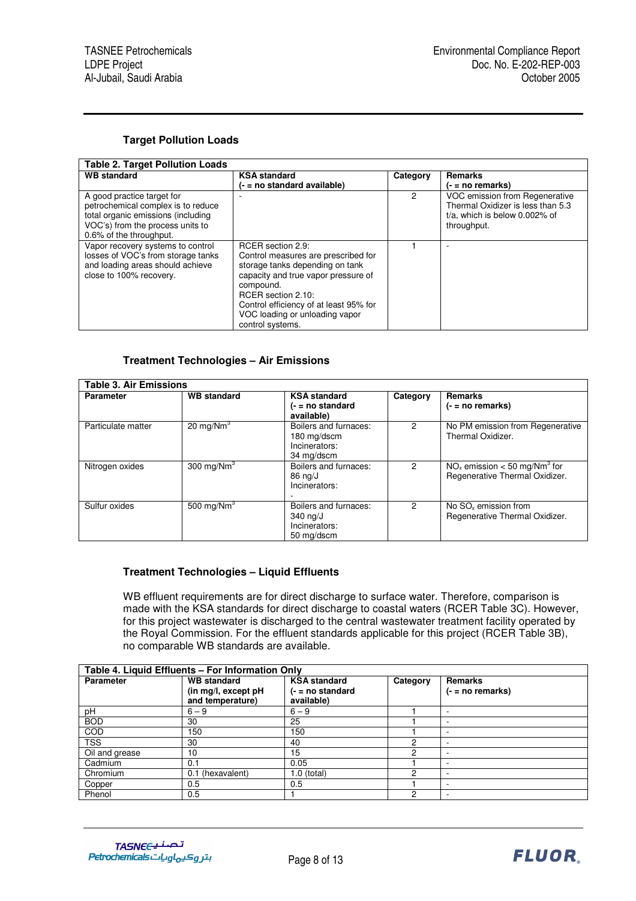### Target Pollution Loads

| Table 2. Target Pollution Loads | | | |
|---|---|---|---|
| **WB standard** | **KSA standard (- = no standard available)** | **Category** | **Remarks (- = no remarks)** |
| A good practice target for petrochemical complex is to reduce total organic emissions (including VOC's) from the process units to 0.6% of the throughput. | - | 2 | VOC emission from Regenerative Thermal Oxidizer is less than 5.3 t/a, which is below 0.002% of throughput. |
| Vapor recovery systems to control losses of VOC's from storage tanks and loading areas should achieve close to 100% recovery. | RCER section 2.9: Control measures are prescribed for storage tanks depending on tank capacity and true vapor pressure of compound. RCER section 2.10: Control efficiency of at least 95% for VOC loading or unloading vapor control systems. | 1 | - |

### Treatment Technologies – Air Emissions

| Table 3. Air Emissions | | | | |
|---|---|---|---|---|
| **Parameter** | **WB standard** | **KSA standard (- = no standard available)** | **Category** | **Remarks (- = no remarks)** |
| Particulate matter | 20 mg/Nm$^3$ | Boilers and furnaces: 180 mg/dscm Incinerators: 34 mg/dscm | 2 | No PM emission from Regenerative Thermal Oxidizer. |
| Nitrogen oxides | 300 mg/Nm$^3$ | Boilers and furnaces: 86 ng/J Incinerators: - | 2 | $NO_x$ emission < 50 mg/Nm$^3$ for Regenerative Thermal Oxidizer. |
| Sulfur oxides | 500 mg/Nm$^3$ | Boilers and furnaces: 340 ng/J Incinerators: 50 mg/dscm | 2 | No $SO_x$ emission from Regenerative Thermal Oxidizer. |

### Treatment Technologies – Liquid Effluents

WB effluent requirements are for direct discharge to surface water. Therefore, comparison is made with the KSA standards for direct discharge to coastal waters (RCER Table 3C). However, for this project wastewater is discharged to the central wastewater treatment facility operated by the Royal Commission. For the effluent standards applicable for this project (RCER Table 3B), no comparable WB standards are available.

| Table 4. Liquid Effluents – For Information Only | | | | |
|---|---|---|---|---|
| **Parameter** | **WB standard (in mg/l, except pH and temperature)** | **KSA standard (- = no standard available)** | **Category** | **Remarks (- = no remarks)** |
| pH | 6 – 9 | 6 – 9 | 1 | - |
| BOD | 30 | 25 | 1 | - |
| COD | 150 | 150 | 1 | - |
| TSS | 30 | 40 | 2 | - |
| Oil and grease | 10 | 15 | 2 | - |
| Cadmium | 0.1 | 0.05 | 1 | - |
| Chromium | 0.1 (hexavalent) | 1.0 (total) | 2 | - |
| Copper | 0.5 | 0.5 | 1 | - |
| Phenol | 0.5 | 1 | 2 | - |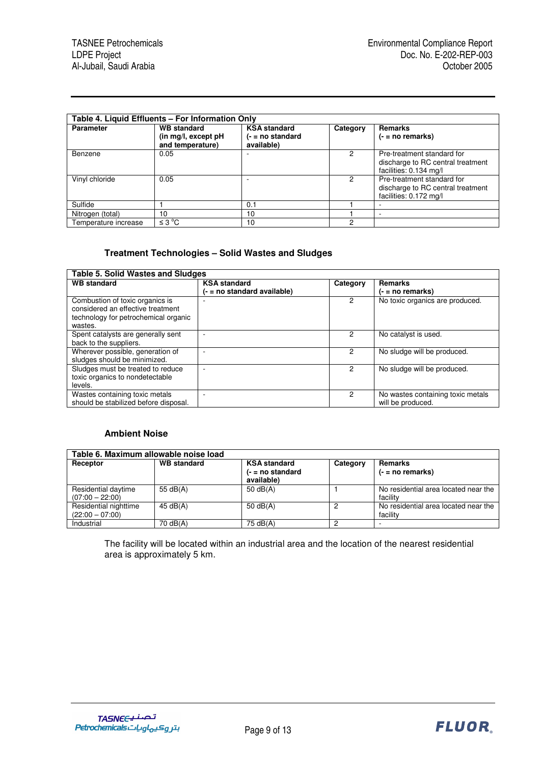| Table 4. Liquid Effluents – For Information Only | | | | |
|---|---|---|---|---|
| **Parameter** | **WB standard (in mg/l, except pH and temperature)** | **KSA standard (- = no standard available)** | **Category** | **Remarks (- = no remarks)** |
| Benzene | 0.05 | - | 2 | Pre-treatment standard for discharge to RC central treatment facilities: 0.134 mg/l |
| Vinyl chloride | 0.05 | - | 2 | Pre-treatment standard for discharge to RC central treatment facilities: 0.172 mg/l |
| Sulfide | 1 | 0.1 | 1 | - |
| Nitrogen (total) | 10 | 10 | 1 | - |
| Temperature increase | ≤ 3 °C | 10 | 2 | |

### Treatment Technologies – Solid Wastes and Sludges

| Table 5. Solid Wastes and Sludges | | | |
|---|---|---|---|
| **WB standard** | **KSA standard (- = no standard available)** | **Category** | **Remarks (- = no remarks)** |
| Combustion of toxic organics is considered an effective treatment technology for petrochemical organic wastes. | - | 2 | No toxic organics are produced. |
| Spent catalysts are generally sent back to the suppliers. | - | 2 | No catalyst is used. |
| Wherever possible, generation of sludges should be minimized. | - | 2 | No sludge will be produced. |
| Sludges must be treated to reduce toxic organics to nondetectable levels. | - | 2 | No sludge will be produced. |
| Wastes containing toxic metals should be stabilized before disposal. | - | 2 | No wastes containing toxic metals will be produced. |

### Ambient Noise

| Table 6. Maximum allowable noise load | | | | |
|---|---|---|---|---|
| **Receptor** | **WB standard** | **KSA standard (- = no standard available)** | **Category** | **Remarks (- = no remarks)** |
| Residential daytime (07:00 – 22:00) | 55 dB(A) | 50 dB(A) | 1 | No residential area located near the facility |
| Residential nighttime (22:00 – 07:00) | 45 dB(A) | 50 dB(A) | 2 | No residential area located near the facility |
| Industrial | 70 dB(A) | 75 dB(A) | 2 | - |

The facility will be located within an industrial area and the location of the nearest residential area is approximately 5 km.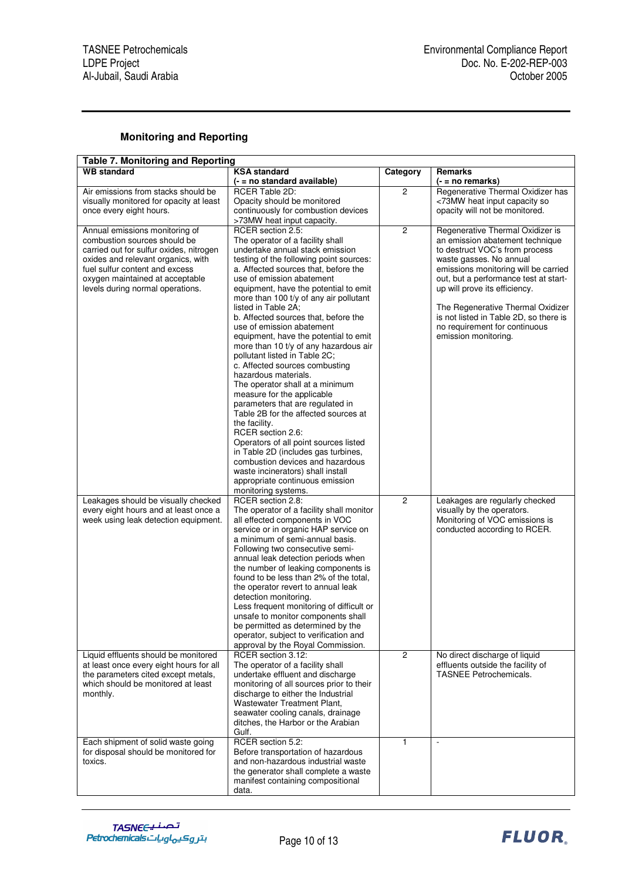### Monitoring and Reporting

| Table 7. Monitoring and Reporting | | | |
|---|---|---|---|
| **WB standard** | **KSA standard (- = no standard available)** | **Category** | **Remarks (- = no remarks)** |
| Air emissions from stacks should be visually monitored for opacity at least once every eight hours. | RCER Table 2D: Opacity should be monitored continuously for combustion devices >73MW heat input capacity. | 2 | Regenerative Thermal Oxidizer has <73MW heat input capacity so opacity will not be monitored. |
| Annual emissions monitoring of combustion sources should be carried out for sulfur oxides, nitrogen oxides and relevant organics, with fuel sulfur content and excess oxygen maintained at acceptable levels during normal operations. | RCER section 2.5: The operator of a facility shall undertake annual stack emission testing of the following point sources: a. Affected sources that, before the use of emission abatement equipment, have the potential to emit more than 100 t/y of any air pollutant listed in Table 2A; b. Affected sources that, before the use of emission abatement equipment, have the potential to emit more than 10 t/y of any hazardous air pollutant listed in Table 2C; c. Affected sources combusting hazardous materials. The operator shall at a minimum measure for the applicable parameters that are regulated in Table 2B for the affected sources at the facility. RCER section 2.6: Operators of all point sources listed in Table 2D (includes gas turbines, combustion devices and hazardous waste incinerators) shall install appropriate continuous emission monitoring systems. | 2 | Regenerative Thermal Oxidizer is an emission abatement technique to destruct VOC's from process waste gasses. No annual emissions monitoring will be carried out, but a performance test at start-up will prove its efficiency. The Regenerative Thermal Oxidizer is not listed in Table 2D, so there is no requirement for continuous emission monitoring. |
| Leakages should be visually checked every eight hours and at least once a week using leak detection equipment. | RCER section 2.8: The operator of a facility shall monitor all effected components in VOC service or in organic HAP service on a minimum of semi-annual basis. Following two consecutive semi-annual leak detection periods when the number of leaking components is found to be less than 2% of the total, the operator revert to annual leak detection monitoring. Less frequent monitoring of difficult or unsafe to monitor components shall be permitted as determined by the operator, subject to verification and approval by the Royal Commission. | 2 | Leakages are regularly checked visually by the operators. Monitoring of VOC emissions is conducted according to RCER. |
| Liquid effluents should be monitored at least once every eight hours for all the parameters cited except metals, which should be monitored at least monthly. | RCER section 3.12: The operator of a facility shall undertake effluent and discharge monitoring of all sources prior to their discharge to either the Industrial Wastewater Treatment Plant, seawater cooling canals, drainage ditches, the Harbor or the Arabian Gulf. | 2 | No direct discharge of liquid effluents outside the facility of TASNEE Petrochemicals. |
| Each shipment of solid waste going for disposal should be monitored for toxics. | RCER section 5.2: Before transportation of hazardous and non-hazardous industrial waste the generator shall complete a waste manifest containing compositional data. | 1 | - |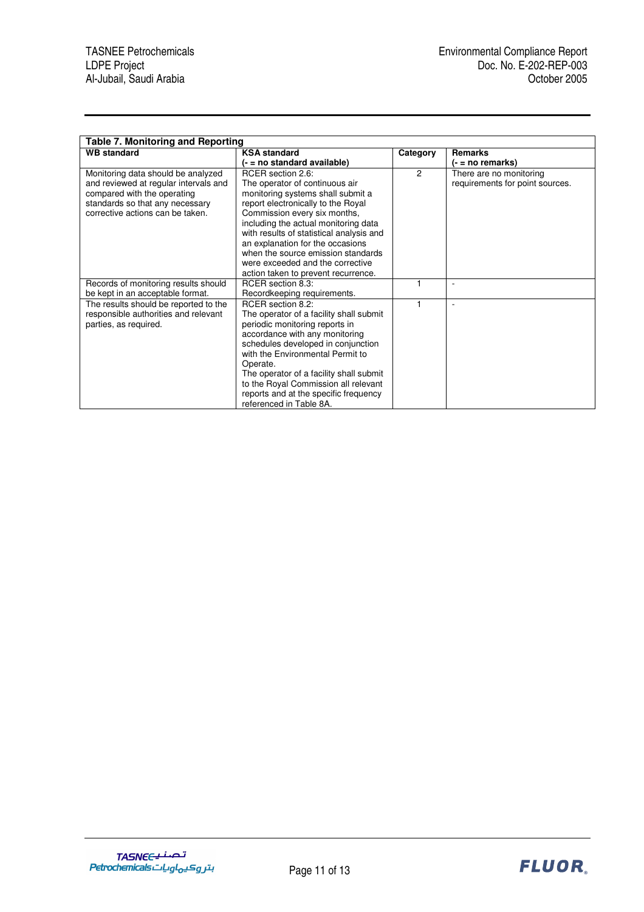| Table 7. Monitoring and Reporting | | | |
|---|---|---|---|
| **WB standard** | **KSA standard (- = no standard available)** | **Category** | **Remarks (- = no remarks)** |
| Monitoring data should be analyzed and reviewed at regular intervals and compared with the operating standards so that any necessary corrective actions can be taken. | RCER section 2.6: The operator of continuous air monitoring systems shall submit a report electronically to the Royal Commission every six months, including the actual monitoring data with results of statistical analysis and an explanation for the occasions when the source emission standards were exceeded and the corrective action taken to prevent recurrence. | 2 | There are no monitoring requirements for point sources. |
| Records of monitoring results should be kept in an acceptable format. | RCER section 8.3: Recordkeeping requirements. | 1 | - |
| The results should be reported to the responsible authorities and relevant parties, as required. | RCER section 8.2: The operator of a facility shall submit periodic monitoring reports in accordance with any monitoring schedules developed in conjunction with the Environmental Permit to Operate. The operator of a facility shall submit to the Royal Commission all relevant reports and at the specific frequency referenced in Table 8A. | 1 | - |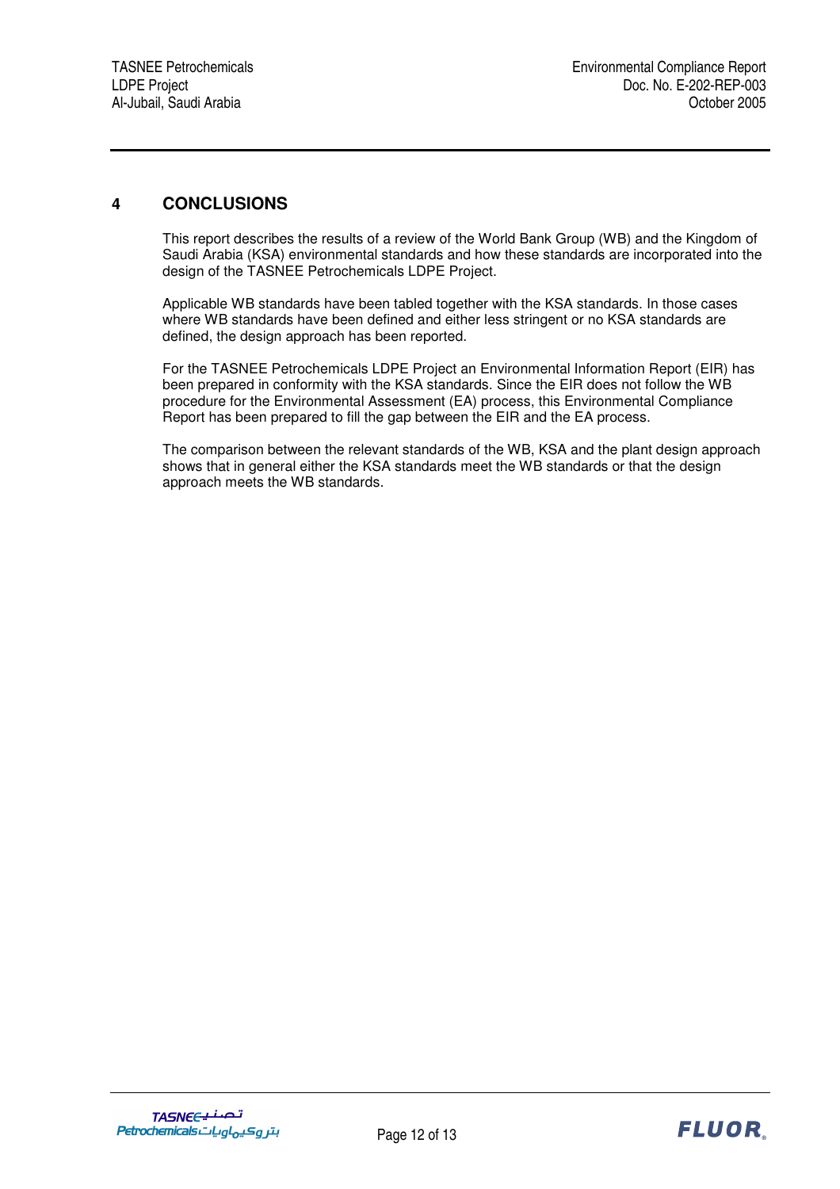# 4 CONCLUSIONS

This report describes the results of a review of the World Bank Group (WB) and the Kingdom of Saudi Arabia (KSA) environmental standards and how these standards are incorporated into the design of the TASNEE Petrochemicals LDPE Project.

Applicable WB standards have been tabled together with the KSA standards. In those cases where WB standards have been defined and either less stringent or no KSA standards are defined, the design approach has been reported.

For the TASNEE Petrochemicals LDPE Project an Environmental Information Report (EIR) has been prepared in conformity with the KSA standards. Since the EIR does not follow the WB procedure for the Environmental Assessment (EA) process, this Environmental Compliance Report has been prepared to fill the gap between the EIR and the EA process.

The comparison between the relevant standards of the WB, KSA and the plant design approach shows that in general either the KSA standards meet the WB standards or that the design approach meets the WB standards.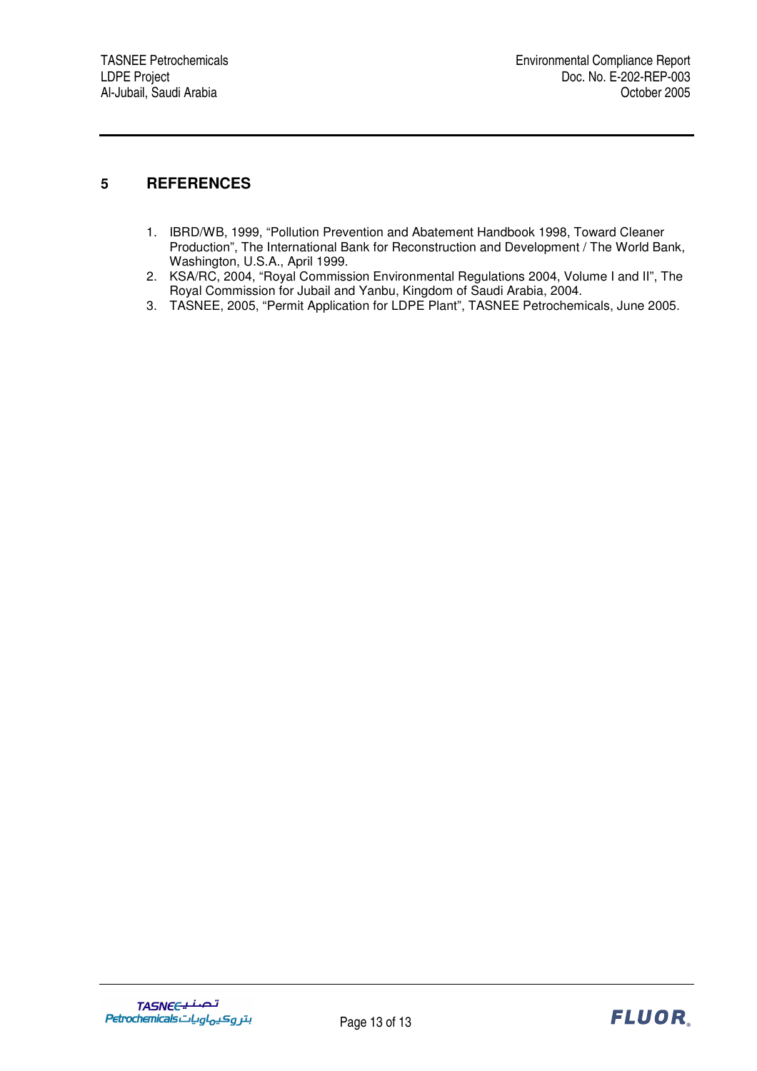# 5 REFERENCES

1. IBRD/WB, 1999, "Pollution Prevention and Abatement Handbook 1998, Toward Cleaner Production", The International Bank for Reconstruction and Development / The World Bank, Washington, U.S.A., April 1999.
2. KSA/RC, 2004, "Royal Commission Environmental Regulations 2004, Volume I and II", The Royal Commission for Jubail and Yanbu, Kingdom of Saudi Arabia, 2004.
3. TASNEE, 2005, "Permit Application for LDPE Plant", TASNEE Petrochemicals, June 2005.